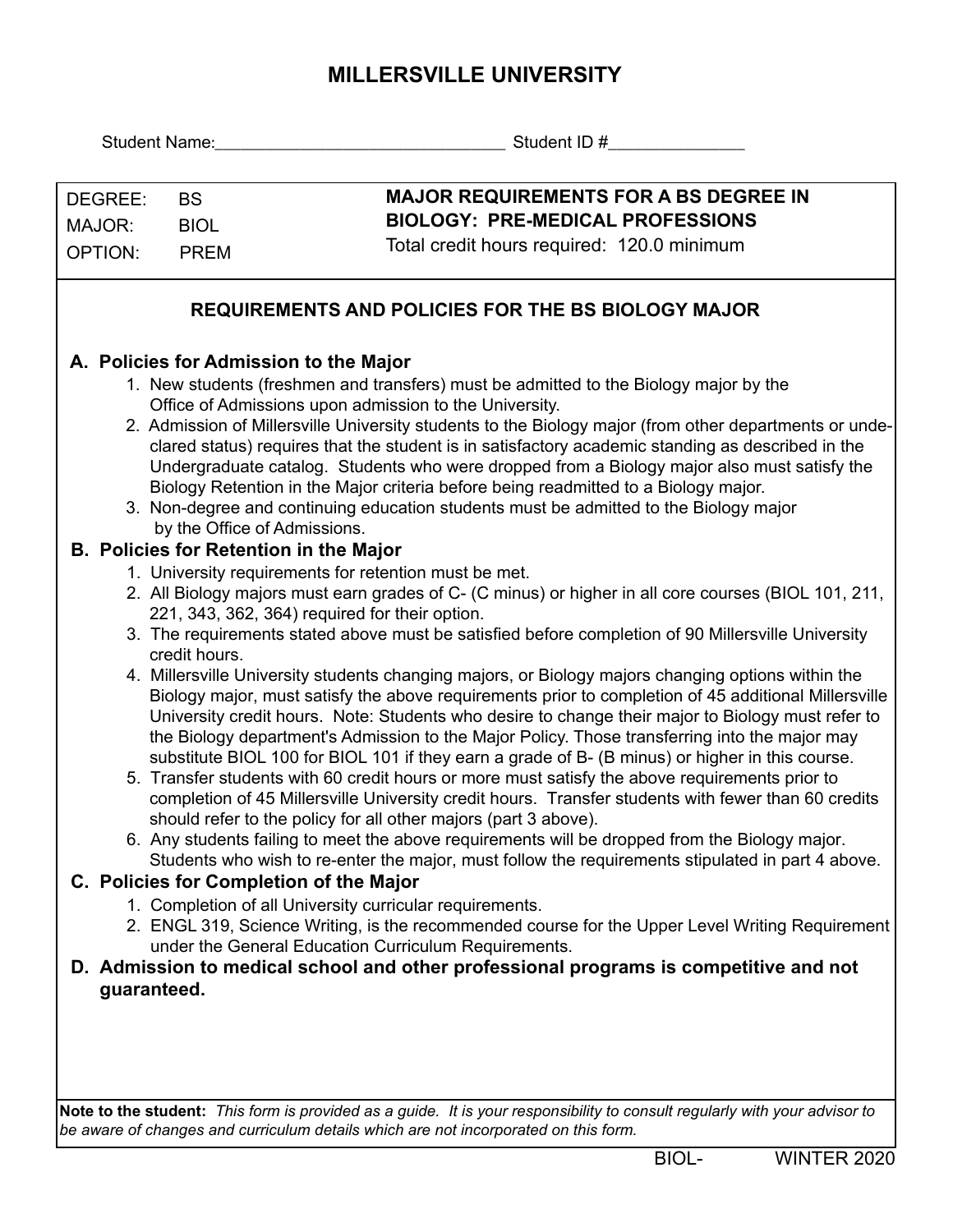# MILLERSVILLE UNIVERSITY

Student Name:______________________________ Student ID #______________

| | | |
|---|---|---|
| DEGREE: | BS | **MAJOR REQUIREMENTS FOR A BS DEGREE IN BIOLOGY: PRE-MEDICAL PROFESSIONS** |
| MAJOR: | BIOL | Total credit hours required: 120.0 minimum |
| OPTION: | PREM | |

## REQUIREMENTS AND POLICIES FOR THE BS BIOLOGY MAJOR

### A. Policies for Admission to the Major

1. New students (freshmen and transfers) must be admitted to the Biology major by the Office of Admissions upon admission to the University.
2. Admission of Millersville University students to the Biology major (from other departments or undeclared status) requires that the student is in satisfactory academic standing as described in the Undergraduate catalog. Students who were dropped from a Biology major also must satisfy the Biology Retention in the Major criteria before being readmitted to a Biology major.
3. Non-degree and continuing education students must be admitted to the Biology major by the Office of Admissions.

### B. Policies for Retention in the Major

1. University requirements for retention must be met.
2. All Biology majors must earn grades of C- (C minus) or higher in all core courses (BIOL 101, 211, 221, 343, 362, 364) required for their option.
3. The requirements stated above must be satisfied before completion of 90 Millersville University credit hours.
4. Millersville University students changing majors, or Biology majors changing options within the Biology major, must satisfy the above requirements prior to completion of 45 additional Millersville University credit hours. Note: Students who desire to change their major to Biology must refer to the Biology department's Admission to the Major Policy. Those transferring into the major may substitute BIOL 100 for BIOL 101 if they earn a grade of B- (B minus) or higher in this course.
5. Transfer students with 60 credit hours or more must satisfy the above requirements prior to completion of 45 Millersville University credit hours. Transfer students with fewer than 60 credits should refer to the policy for all other majors (part 3 above).
6. Any students failing to meet the above requirements will be dropped from the Biology major. Students who wish to re-enter the major, must follow the requirements stipulated in part 4 above.

### C. Policies for Completion of the Major

1. Completion of all University curricular requirements.
2. ENGL 319, Science Writing, is the recommended course for the Upper Level Writing Requirement under the General Education Curriculum Requirements.

### D. Admission to medical school and other professional programs is competitive and not guaranteed.

**Note to the student:** *This form is provided as a guide. It is your responsibility to consult regularly with your advisor to be aware of changes and curriculum details which are not incorporated on this form.*

BIOL- WINTER 2020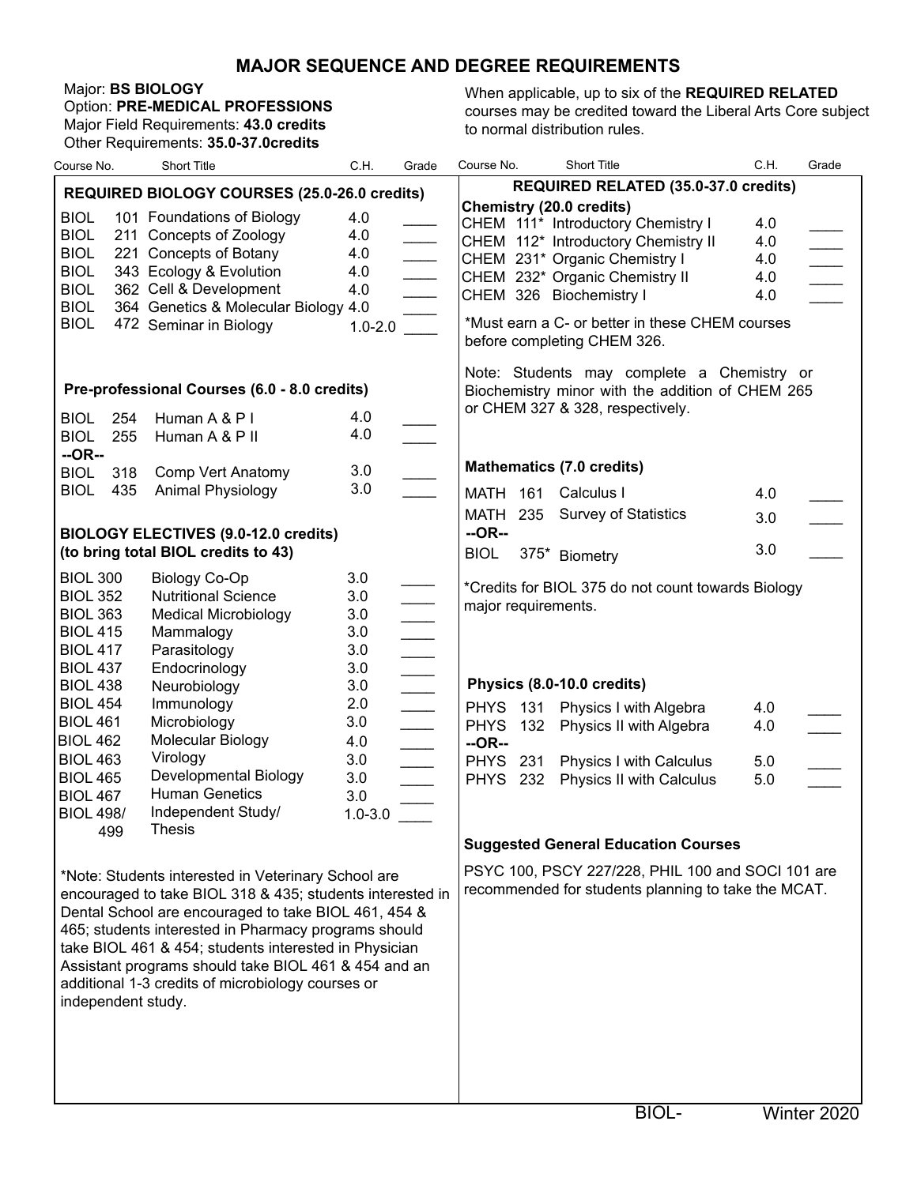# MAJOR SEQUENCE AND DEGREE REQUIREMENTS

Major: **BS BIOLOGY**
Option: **PRE-MEDICAL PROFESSIONS**
Major Field Requirements: **43.0 credits**
Other Requirements: **35.0-37.0credits**

When applicable, up to six of the **REQUIRED RELATED** courses may be credited toward the Liberal Arts Core subject to normal distribution rules.

## REQUIRED BIOLOGY COURSES (25.0-26.0 credits)

| Course No. | Short Title | C.H. | Grade |
|---|---|---|---|
| BIOL 101 | Foundations of Biology | 4.0 | ____ |
| BIOL 211 | Concepts of Zoology | 4.0 | ____ |
| BIOL 221 | Concepts of Botany | 4.0 | ____ |
| BIOL 343 | Ecology & Evolution | 4.0 | ____ |
| BIOL 362 | Cell & Development | 4.0 | ____ |
| BIOL 364 | Genetics & Molecular Biology | 4.0 | ____ |
| BIOL 472 | Seminar in Biology | 1.0-2.0 | ____ |

### Pre-professional Courses (6.0 - 8.0 credits)

| Course No. | Short Title | C.H. | Grade |
|---|---|---|---|
| BIOL 254 | Human A & P I | 4.0 | ____ |
| BIOL 255 | Human A & P II | 4.0 | ____ |
| --OR-- | | | |
| BIOL 318 | Comp Vert Anatomy | 3.0 | ____ |
| BIOL 435 | Animal Physiology | 3.0 | ____ |

### BIOLOGY ELECTIVES (9.0-12.0 credits) (to bring total BIOL credits to 43)

| Course No. | Short Title | C.H. | Grade |
|---|---|---|---|
| BIOL 300 | Biology Co-Op | 3.0 | ____ |
| BIOL 352 | Nutritional Science | 3.0 | ____ |
| BIOL 363 | Medical Microbiology | 3.0 | ____ |
| BIOL 415 | Mammalogy | 3.0 | ____ |
| BIOL 417 | Parasitology | 3.0 | ____ |
| BIOL 437 | Endocrinology | 3.0 | ____ |
| BIOL 438 | Neurobiology | 3.0 | ____ |
| BIOL 454 | Immunology | 2.0 | ____ |
| BIOL 461 | Microbiology | 3.0 | ____ |
| BIOL 462 | Molecular Biology | 4.0 | ____ |
| BIOL 463 | Virology | 3.0 | ____ |
| BIOL 465 | Developmental Biology | 3.0 | ____ |
| BIOL 467 | Human Genetics | 3.0 | ____ |
| BIOL 498/499 | Independent Study/ Thesis | 1.0-3.0 | ____ |

*Note: Students interested in Veterinary School are encouraged to take BIOL 318 & 435; students interested in Dental School are encouraged to take BIOL 461, 454 & 465; students interested in Pharmacy programs should take BIOL 461 & 454; students interested in Physician Assistant programs should take BIOL 461 & 454 and an additional 1-3 credits of microbiology courses or independent study.

## REQUIRED RELATED (35.0-37.0 credits)

### Chemistry (20.0 credits)

| Course No. | Short Title | C.H. | Grade |
|---|---|---|---|
| CHEM 111* | Introductory Chemistry I | 4.0 | ____ |
| CHEM 112* | Introductory Chemistry II | 4.0 | ____ |
| CHEM 231* | Organic Chemistry I | 4.0 | ____ |
| CHEM 232* | Organic Chemistry II | 4.0 | ____ |
| CHEM 326 | Biochemistry I | 4.0 | ____ |

*Must earn a C- or better in these CHEM courses before completing CHEM 326.

Note: Students may complete a Chemistry or Biochemistry minor with the addition of CHEM 265 or CHEM 327 & 328, respectively.

### Mathematics (7.0 credits)

| Course No. | Short Title | C.H. | Grade |
|---|---|---|---|
| MATH 161 | Calculus I | 4.0 | ____ |
| MATH 235 | Survey of Statistics | 3.0 | ____ |
| --OR-- | | | |
| BIOL 375* | Biometry | 3.0 | ____ |

*Credits for BIOL 375 do not count towards Biology major requirements.

### Physics (8.0-10.0 credits)

| Course No. | Short Title | C.H. | Grade |
|---|---|---|---|
| PHYS 131 | Physics I with Algebra | 4.0 | ____ |
| PHYS 132 | Physics II with Algebra | 4.0 | ____ |
| --OR-- | | | |
| PHYS 231 | Physics I with Calculus | 5.0 | ____ |
| PHYS 232 | Physics II with Calculus | 5.0 | ____ |

### Suggested General Education Courses

PSYC 100, PSCY 227/228, PHIL 100 and SOCI 101 are recommended for students planning to take the MCAT.

BIOL- Winter 2020